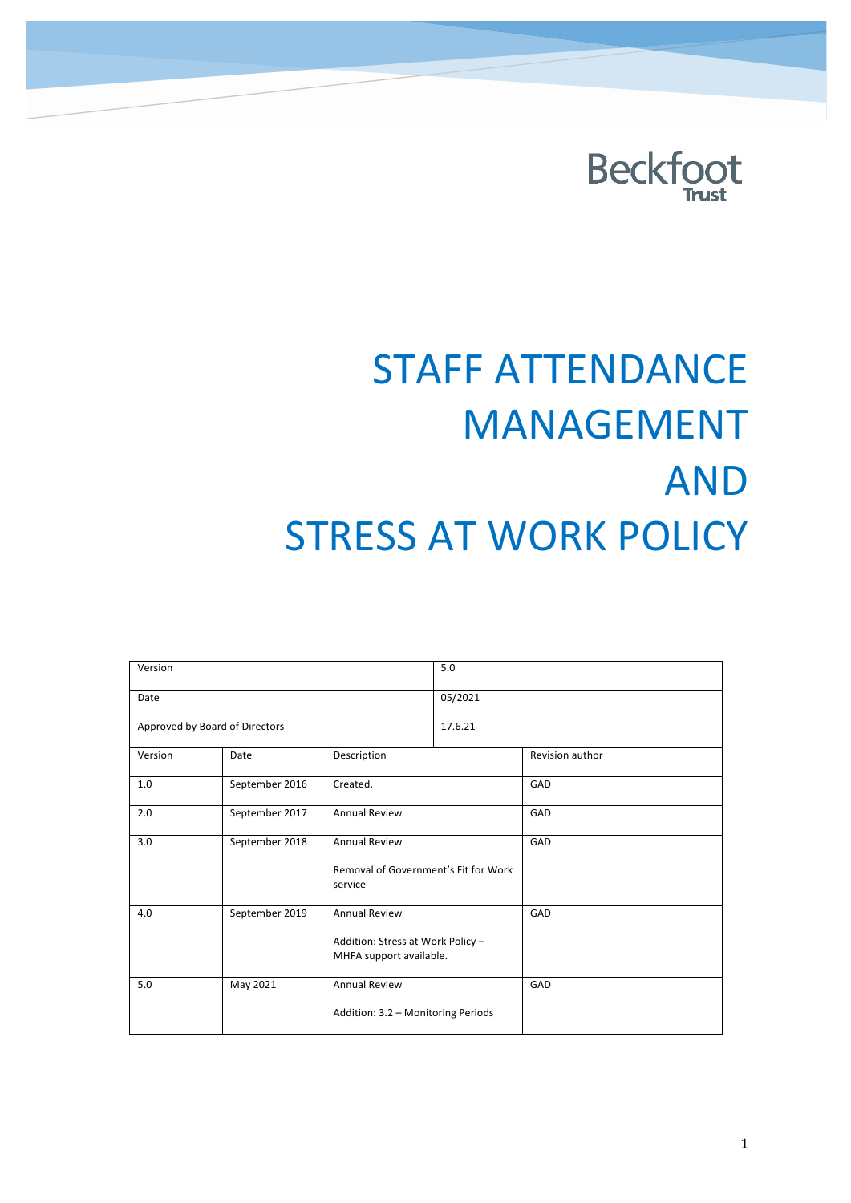Beckfoot Trust

# STAFF ATTENDANCE MANAGEMENT AND STRESS AT WORK POLICY

| Version | | | 5.0 |
|---|---|---|---|
| Date | | | 05/2021 |
| Approved by Board of Directors | | | 17.6.21 |

| Version | Date | Description | Revision author |
|---|---|---|---|
| 1.0 | September 2016 | Created. | GAD |
| 2.0 | September 2017 | Annual Review | GAD |
| 3.0 | September 2018 | Annual Review<br><br>Removal of Government's Fit for Work service | GAD |
| 4.0 | September 2019 | Annual Review<br><br>Addition: Stress at Work Policy – MHFA support available. | GAD |
| 5.0 | May 2021 | Annual Review<br><br>Addition: 3.2 – Monitoring Periods | GAD |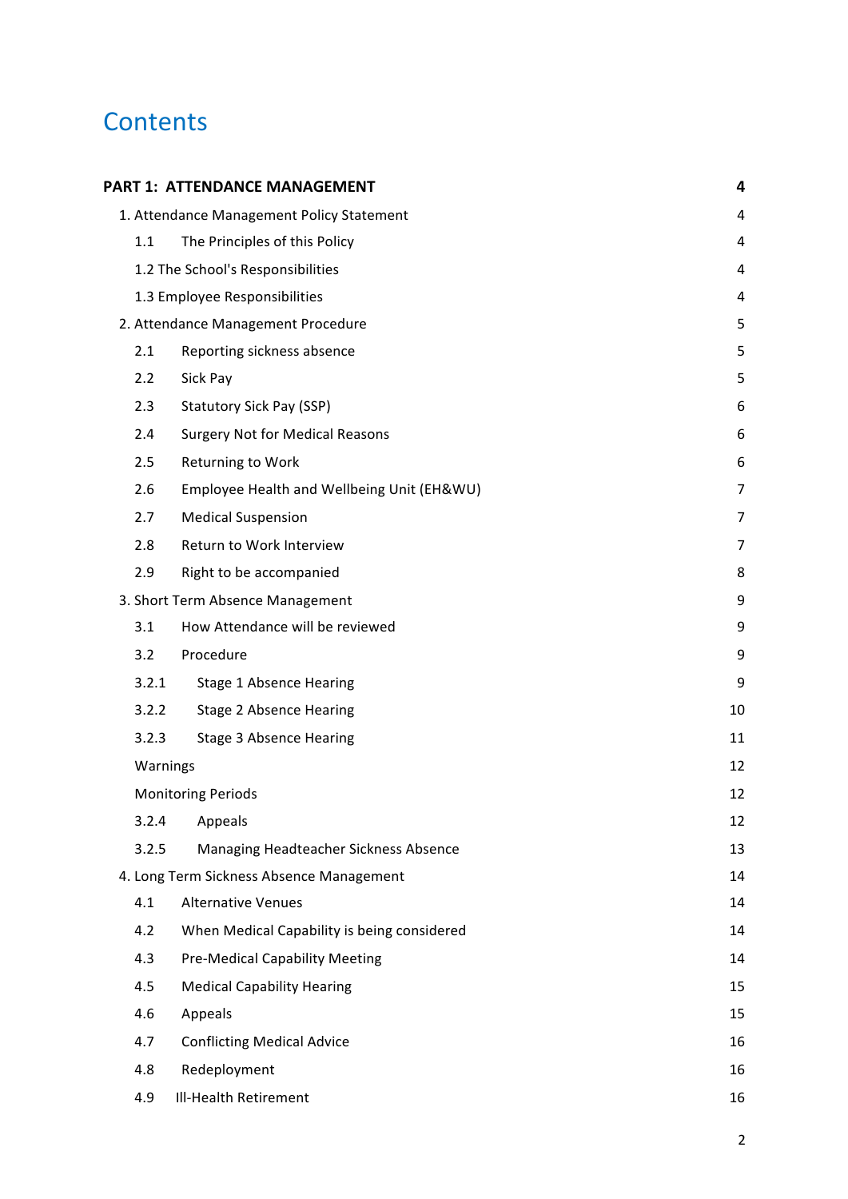# Contents

| | |
|---|---|
| **PART 1: ATTENDANCE MANAGEMENT** | **4** |
| 1. Attendance Management Policy Statement | 4 |
| 1.1 The Principles of this Policy | 4 |
| 1.2 The School's Responsibilities | 4 |
| 1.3 Employee Responsibilities | 4 |
| 2. Attendance Management Procedure | 5 |
| 2.1 Reporting sickness absence | 5 |
| 2.2 Sick Pay | 5 |
| 2.3 Statutory Sick Pay (SSP) | 6 |
| 2.4 Surgery Not for Medical Reasons | 6 |
| 2.5 Returning to Work | 6 |
| 2.6 Employee Health and Wellbeing Unit (EH&WU) | 7 |
| 2.7 Medical Suspension | 7 |
| 2.8 Return to Work Interview | 7 |
| 2.9 Right to be accompanied | 8 |
| 3. Short Term Absence Management | 9 |
| 3.1 How Attendance will be reviewed | 9 |
| 3.2 Procedure | 9 |
| 3.2.1 Stage 1 Absence Hearing | 9 |
| 3.2.2 Stage 2 Absence Hearing | 10 |
| 3.2.3 Stage 3 Absence Hearing | 11 |
| Warnings | 12 |
| Monitoring Periods | 12 |
| 3.2.4 Appeals | 12 |
| 3.2.5 Managing Headteacher Sickness Absence | 13 |
| 4. Long Term Sickness Absence Management | 14 |
| 4.1 Alternative Venues | 14 |
| 4.2 When Medical Capability is being considered | 14 |
| 4.3 Pre-Medical Capability Meeting | 14 |
| 4.5 Medical Capability Hearing | 15 |
| 4.6 Appeals | 15 |
| 4.7 Conflicting Medical Advice | 16 |
| 4.8 Redeployment | 16 |
| 4.9 Ill-Health Retirement | 16 |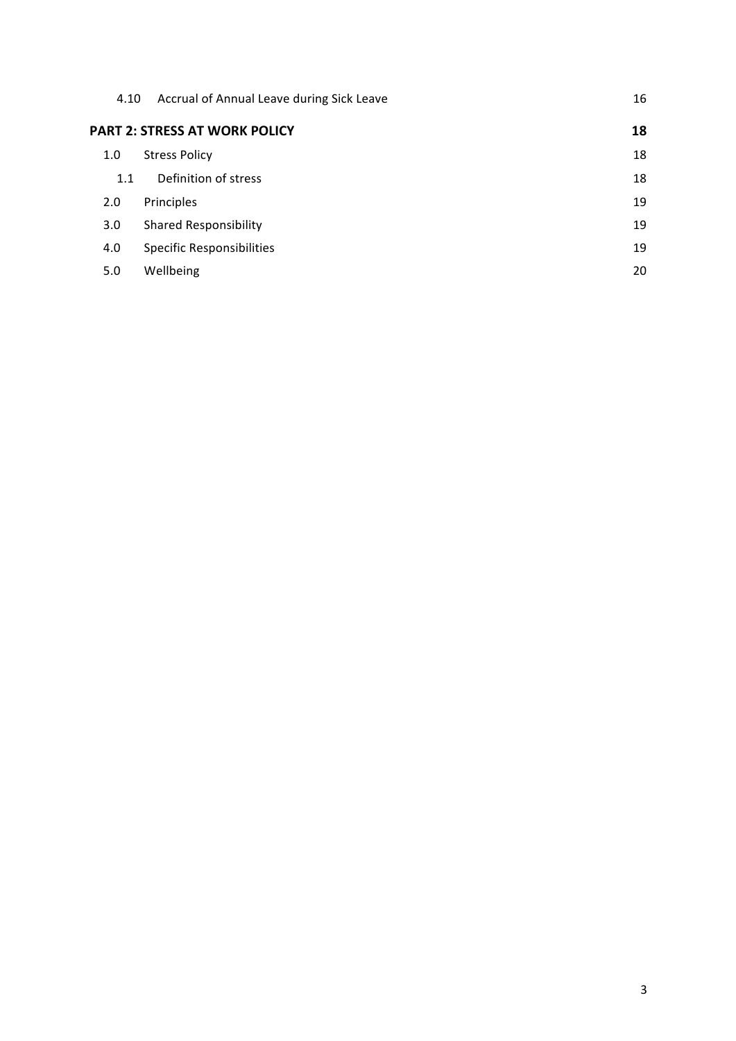| | | |
|---|---|---|
| 4.10 | Accrual of Annual Leave during Sick Leave | 16 |
| **PART 2: STRESS AT WORK POLICY** | | **18** |
| 1.0 | Stress Policy | 18 |
| 1.1 | Definition of stress | 18 |
| 2.0 | Principles | 19 |
| 3.0 | Shared Responsibility | 19 |
| 4.0 | Specific Responsibilities | 19 |
| 5.0 | Wellbeing | 20 |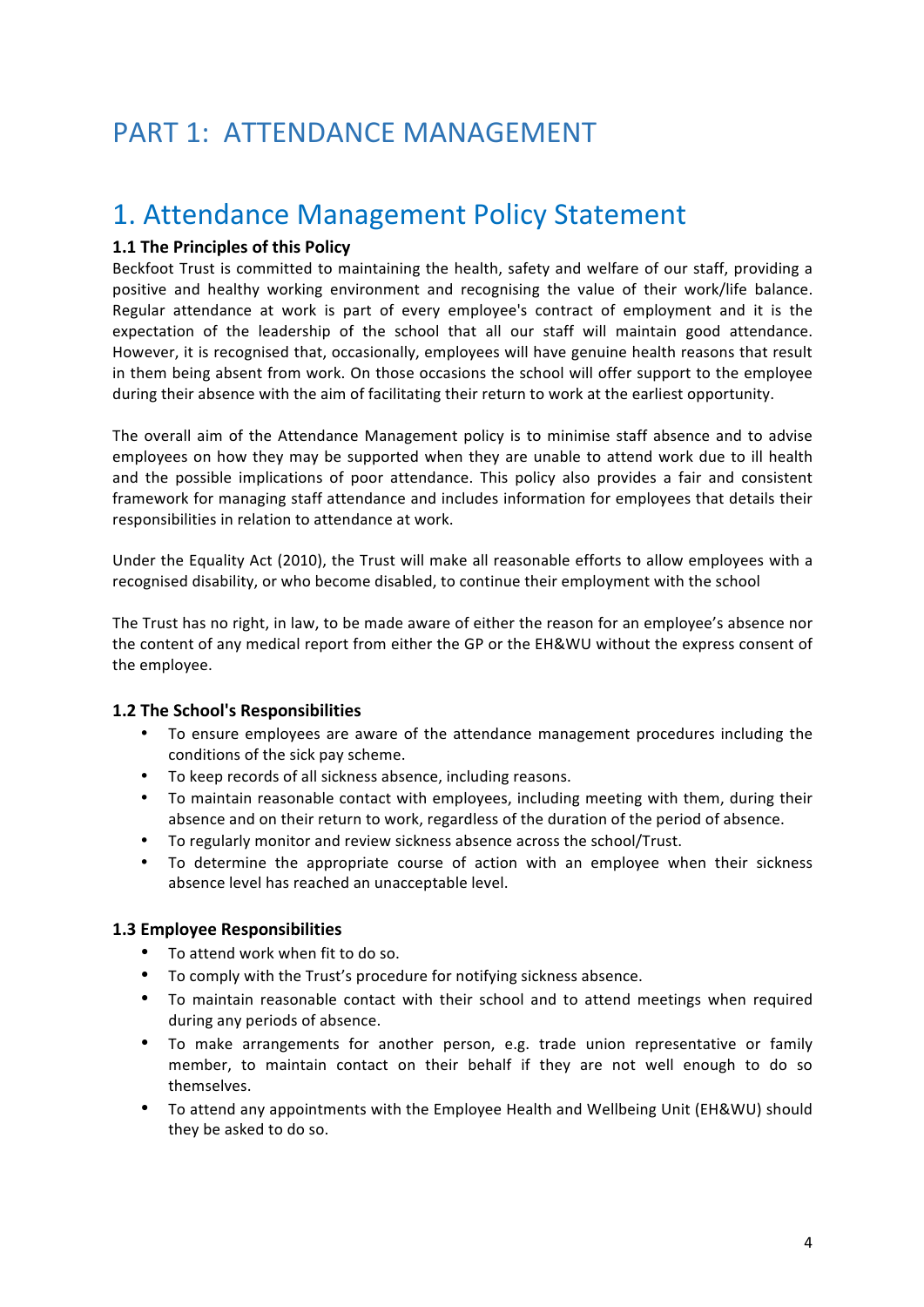# PART 1: ATTENDANCE MANAGEMENT

## 1. Attendance Management Policy Statement

### 1.1 The Principles of this Policy

Beckfoot Trust is committed to maintaining the health, safety and welfare of our staff, providing a positive and healthy working environment and recognising the value of their work/life balance. Regular attendance at work is part of every employee's contract of employment and it is the expectation of the leadership of the school that all our staff will maintain good attendance. However, it is recognised that, occasionally, employees will have genuine health reasons that result in them being absent from work. On those occasions the school will offer support to the employee during their absence with the aim of facilitating their return to work at the earliest opportunity.

The overall aim of the Attendance Management policy is to minimise staff absence and to advise employees on how they may be supported when they are unable to attend work due to ill health and the possible implications of poor attendance. This policy also provides a fair and consistent framework for managing staff attendance and includes information for employees that details their responsibilities in relation to attendance at work.

Under the Equality Act (2010), the Trust will make all reasonable efforts to allow employees with a recognised disability, or who become disabled, to continue their employment with the school

The Trust has no right, in law, to be made aware of either the reason for an employee's absence nor the content of any medical report from either the GP or the EH&WU without the express consent of the employee.

### 1.2 The School's Responsibilities

- To ensure employees are aware of the attendance management procedures including the conditions of the sick pay scheme.
- To keep records of all sickness absence, including reasons.
- To maintain reasonable contact with employees, including meeting with them, during their absence and on their return to work, regardless of the duration of the period of absence.
- To regularly monitor and review sickness absence across the school/Trust.
- To determine the appropriate course of action with an employee when their sickness absence level has reached an unacceptable level.

### 1.3 Employee Responsibilities

- To attend work when fit to do so.
- To comply with the Trust's procedure for notifying sickness absence.
- To maintain reasonable contact with their school and to attend meetings when required during any periods of absence.
- To make arrangements for another person, e.g. trade union representative or family member, to maintain contact on their behalf if they are not well enough to do so themselves.
- To attend any appointments with the Employee Health and Wellbeing Unit (EH&WU) should they be asked to do so.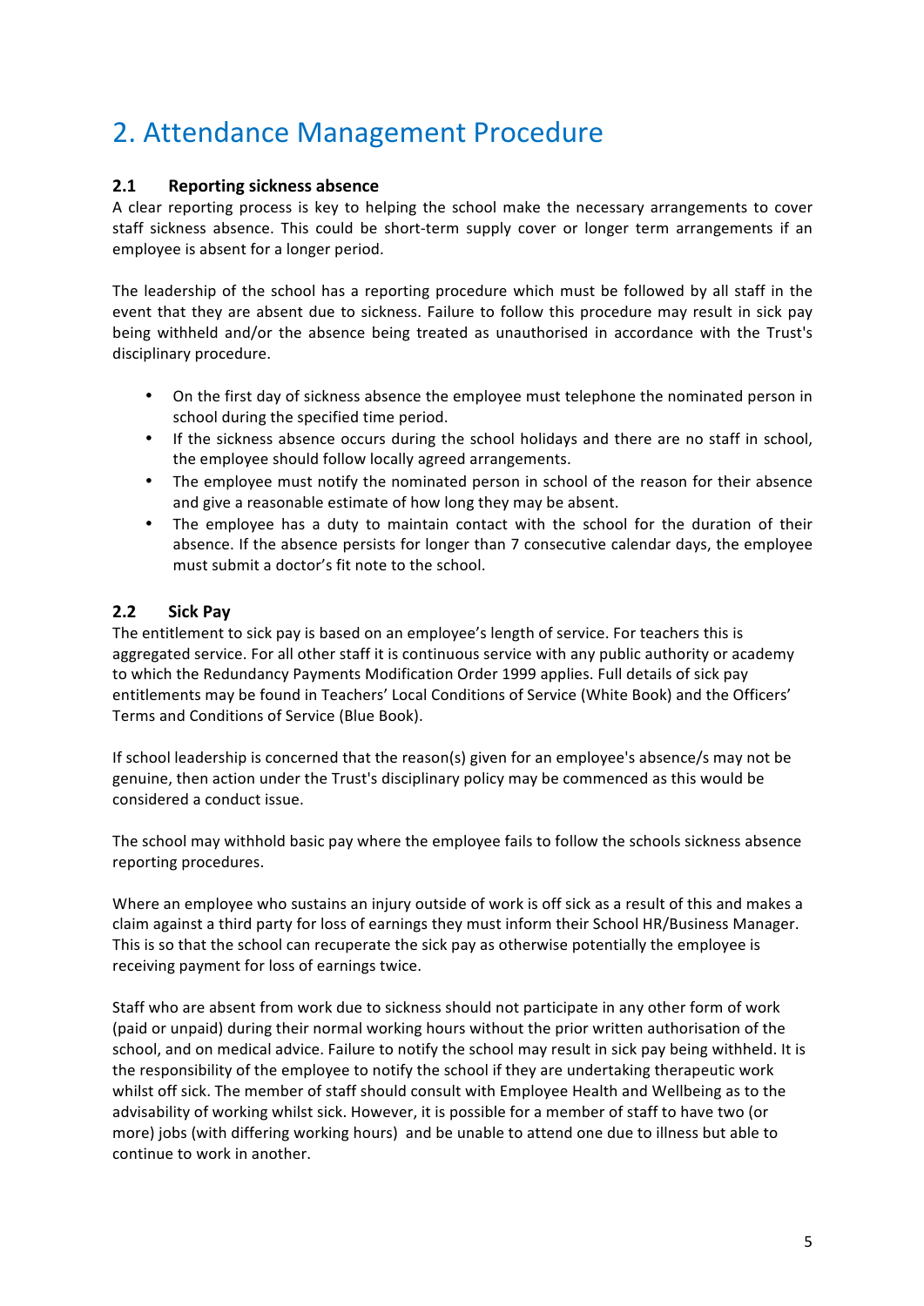# 2. Attendance Management Procedure

### 2.1 Reporting sickness absence

A clear reporting process is key to helping the school make the necessary arrangements to cover staff sickness absence. This could be short-term supply cover or longer term arrangements if an employee is absent for a longer period.

The leadership of the school has a reporting procedure which must be followed by all staff in the event that they are absent due to sickness. Failure to follow this procedure may result in sick pay being withheld and/or the absence being treated as unauthorised in accordance with the Trust's disciplinary procedure.

- On the first day of sickness absence the employee must telephone the nominated person in school during the specified time period.
- If the sickness absence occurs during the school holidays and there are no staff in school, the employee should follow locally agreed arrangements.
- The employee must notify the nominated person in school of the reason for their absence and give a reasonable estimate of how long they may be absent.
- The employee has a duty to maintain contact with the school for the duration of their absence. If the absence persists for longer than 7 consecutive calendar days, the employee must submit a doctor's fit note to the school.

### 2.2 Sick Pay

The entitlement to sick pay is based on an employee's length of service. For teachers this is aggregated service. For all other staff it is continuous service with any public authority or academy to which the Redundancy Payments Modification Order 1999 applies. Full details of sick pay entitlements may be found in Teachers' Local Conditions of Service (White Book) and the Officers' Terms and Conditions of Service (Blue Book).

If school leadership is concerned that the reason(s) given for an employee's absence/s may not be genuine, then action under the Trust's disciplinary policy may be commenced as this would be considered a conduct issue.

The school may withhold basic pay where the employee fails to follow the schools sickness absence reporting procedures.

Where an employee who sustains an injury outside of work is off sick as a result of this and makes a claim against a third party for loss of earnings they must inform their School HR/Business Manager. This is so that the school can recuperate the sick pay as otherwise potentially the employee is receiving payment for loss of earnings twice.

Staff who are absent from work due to sickness should not participate in any other form of work (paid or unpaid) during their normal working hours without the prior written authorisation of the school, and on medical advice. Failure to notify the school may result in sick pay being withheld. It is the responsibility of the employee to notify the school if they are undertaking therapeutic work whilst off sick. The member of staff should consult with Employee Health and Wellbeing as to the advisability of working whilst sick. However, it is possible for a member of staff to have two (or more) jobs (with differing working hours) and be unable to attend one due to illness but able to continue to work in another.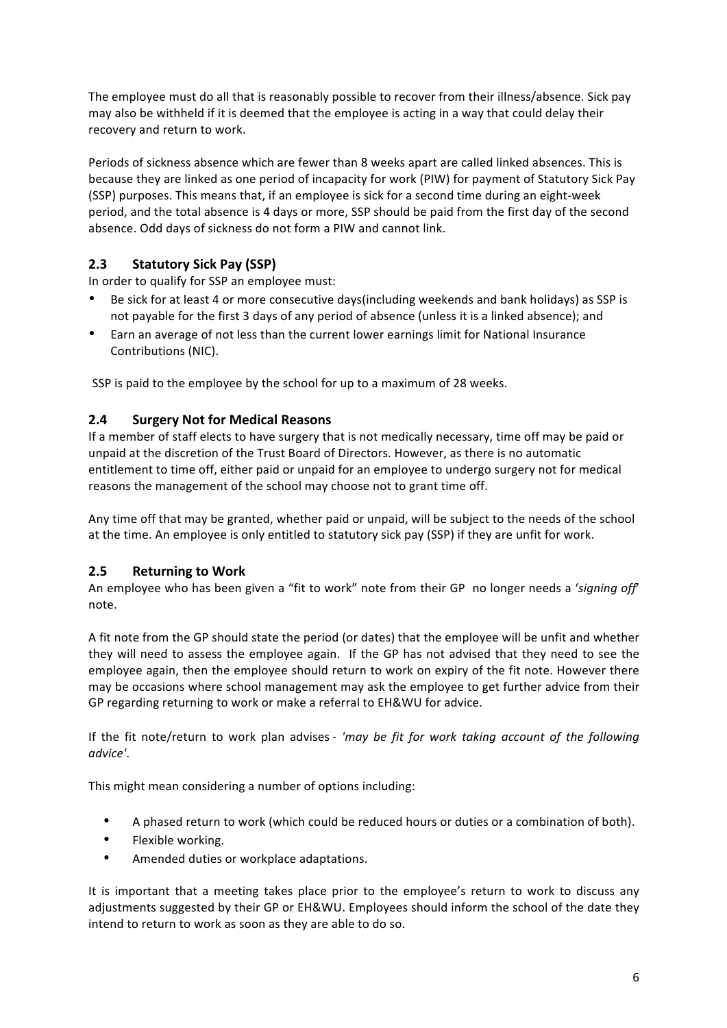The employee must do all that is reasonably possible to recover from their illness/absence. Sick pay may also be withheld if it is deemed that the employee is acting in a way that could delay their recovery and return to work.

Periods of sickness absence which are fewer than 8 weeks apart are called linked absences. This is because they are linked as one period of incapacity for work (PIW) for payment of Statutory Sick Pay (SSP) purposes. This means that, if an employee is sick for a second time during an eight-week period, and the total absence is 4 days or more, SSP should be paid from the first day of the second absence. Odd days of sickness do not form a PIW and cannot link.

## 2.3 Statutory Sick Pay (SSP)

In order to qualify for SSP an employee must:

- Be sick for at least 4 or more consecutive days(including weekends and bank holidays) as SSP is not payable for the first 3 days of any period of absence (unless it is a linked absence); and
- Earn an average of not less than the current lower earnings limit for National Insurance Contributions (NIC).

SSP is paid to the employee by the school for up to a maximum of 28 weeks.

## 2.4 Surgery Not for Medical Reasons

If a member of staff elects to have surgery that is not medically necessary, time off may be paid or unpaid at the discretion of the Trust Board of Directors. However, as there is no automatic entitlement to time off, either paid or unpaid for an employee to undergo surgery not for medical reasons the management of the school may choose not to grant time off.

Any time off that may be granted, whether paid or unpaid, will be subject to the needs of the school at the time. An employee is only entitled to statutory sick pay (SSP) if they are unfit for work.

## 2.5 Returning to Work

An employee who has been given a "fit to work" note from their GP no longer needs a '*signing off*' note.

A fit note from the GP should state the period (or dates) that the employee will be unfit and whether they will need to assess the employee again. If the GP has not advised that they need to see the employee again, then the employee should return to work on expiry of the fit note. However there may be occasions where school management may ask the employee to get further advice from their GP regarding returning to work or make a referral to EH&WU for advice.

If the fit note/return to work plan advises - *'may be fit for work taking account of the following advice'*.

This might mean considering a number of options including:

- A phased return to work (which could be reduced hours or duties or a combination of both).
- Flexible working.
- Amended duties or workplace adaptations.

It is important that a meeting takes place prior to the employee's return to work to discuss any adjustments suggested by their GP or EH&WU. Employees should inform the school of the date they intend to return to work as soon as they are able to do so.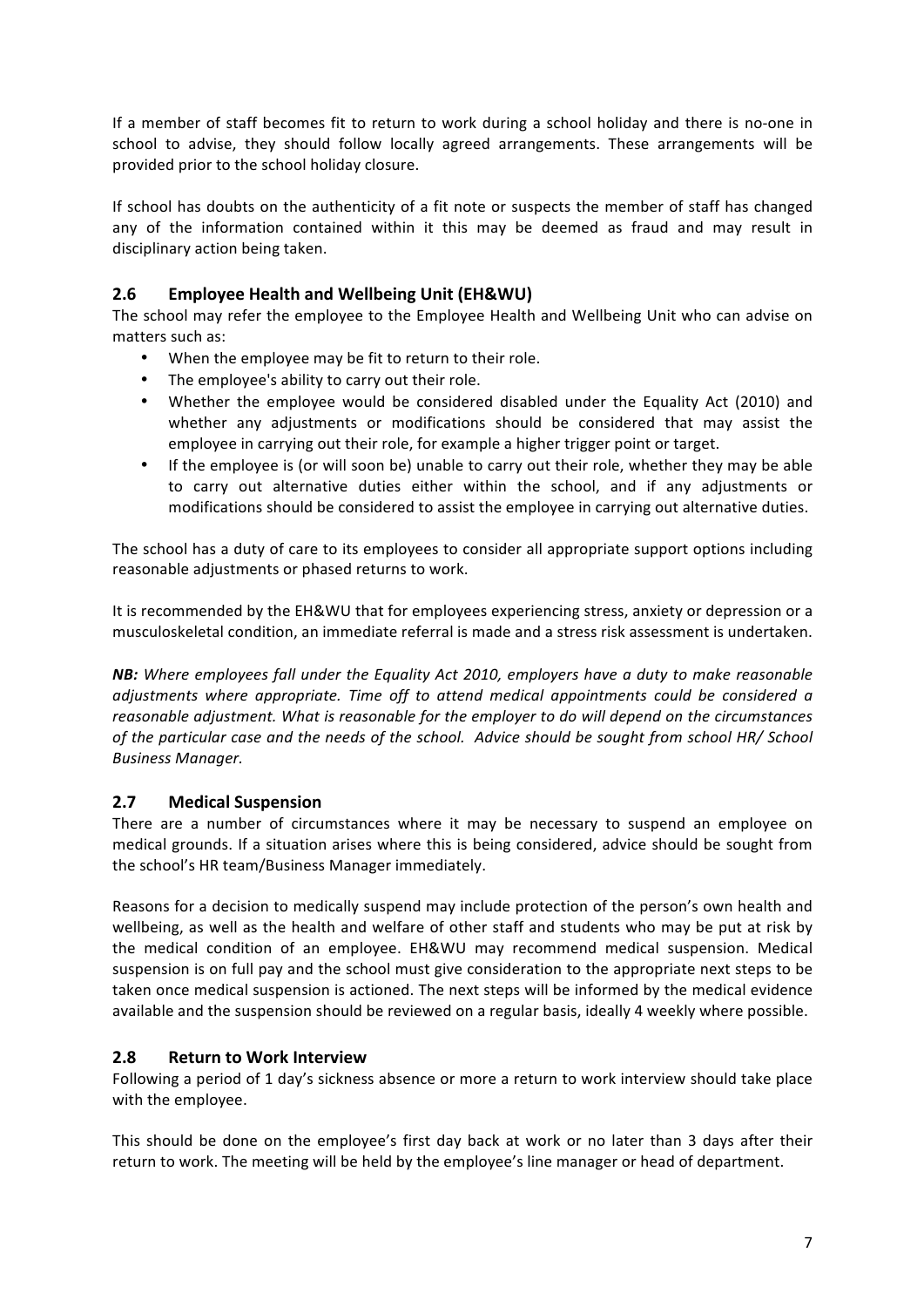If a member of staff becomes fit to return to work during a school holiday and there is no-one in school to advise, they should follow locally agreed arrangements. These arrangements will be provided prior to the school holiday closure.

If school has doubts on the authenticity of a fit note or suspects the member of staff has changed any of the information contained within it this may be deemed as fraud and may result in disciplinary action being taken.

## 2.6 Employee Health and Wellbeing Unit (EH&WU)

The school may refer the employee to the Employee Health and Wellbeing Unit who can advise on matters such as:

- When the employee may be fit to return to their role.
- The employee's ability to carry out their role.
- Whether the employee would be considered disabled under the Equality Act (2010) and whether any adjustments or modifications should be considered that may assist the employee in carrying out their role, for example a higher trigger point or target.
- If the employee is (or will soon be) unable to carry out their role, whether they may be able to carry out alternative duties either within the school, and if any adjustments or modifications should be considered to assist the employee in carrying out alternative duties.

The school has a duty of care to its employees to consider all appropriate support options including reasonable adjustments or phased returns to work.

It is recommended by the EH&WU that for employees experiencing stress, anxiety or depression or a musculoskeletal condition, an immediate referral is made and a stress risk assessment is undertaken.

***NB:*** *Where employees fall under the Equality Act 2010, employers have a duty to make reasonable adjustments where appropriate. Time off to attend medical appointments could be considered a reasonable adjustment. What is reasonable for the employer to do will depend on the circumstances of the particular case and the needs of the school. Advice should be sought from school HR/ School Business Manager.*

## 2.7 Medical Suspension

There are a number of circumstances where it may be necessary to suspend an employee on medical grounds. If a situation arises where this is being considered, advice should be sought from the school's HR team/Business Manager immediately.

Reasons for a decision to medically suspend may include protection of the person's own health and wellbeing, as well as the health and welfare of other staff and students who may be put at risk by the medical condition of an employee. EH&WU may recommend medical suspension. Medical suspension is on full pay and the school must give consideration to the appropriate next steps to be taken once medical suspension is actioned. The next steps will be informed by the medical evidence available and the suspension should be reviewed on a regular basis, ideally 4 weekly where possible.

## 2.8 Return to Work Interview

Following a period of 1 day's sickness absence or more a return to work interview should take place with the employee.

This should be done on the employee's first day back at work or no later than 3 days after their return to work. The meeting will be held by the employee's line manager or head of department.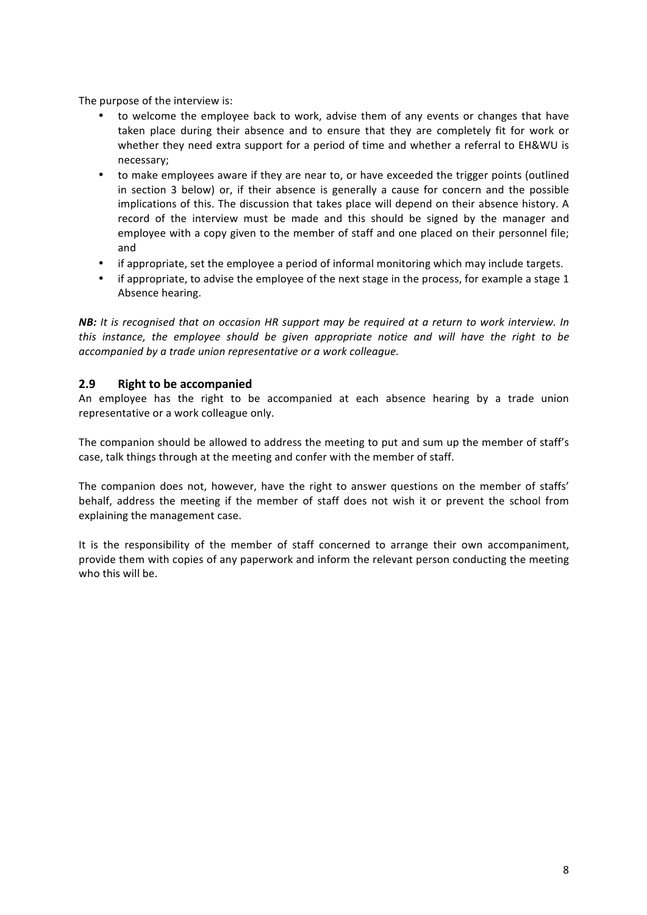The purpose of the interview is:

- to welcome the employee back to work, advise them of any events or changes that have taken place during their absence and to ensure that they are completely fit for work or whether they need extra support for a period of time and whether a referral to EH&WU is necessary;
- to make employees aware if they are near to, or have exceeded the trigger points (outlined in section 3 below) or, if their absence is generally a cause for concern and the possible implications of this. The discussion that takes place will depend on their absence history. A record of the interview must be made and this should be signed by the manager and employee with a copy given to the member of staff and one placed on their personnel file; and
- if appropriate, set the employee a period of informal monitoring which may include targets.
- if appropriate, to advise the employee of the next stage in the process, for example a stage 1 Absence hearing.

***NB:*** *It is recognised that on occasion HR support may be required at a return to work interview. In this instance, the employee should be given appropriate notice and will have the right to be accompanied by a trade union representative or a work colleague.*

## 2.9 Right to be accompanied

An employee has the right to be accompanied at each absence hearing by a trade union representative or a work colleague only.

The companion should be allowed to address the meeting to put and sum up the member of staff's case, talk things through at the meeting and confer with the member of staff.

The companion does not, however, have the right to answer questions on the member of staffs' behalf, address the meeting if the member of staff does not wish it or prevent the school from explaining the management case.

It is the responsibility of the member of staff concerned to arrange their own accompaniment, provide them with copies of any paperwork and inform the relevant person conducting the meeting who this will be.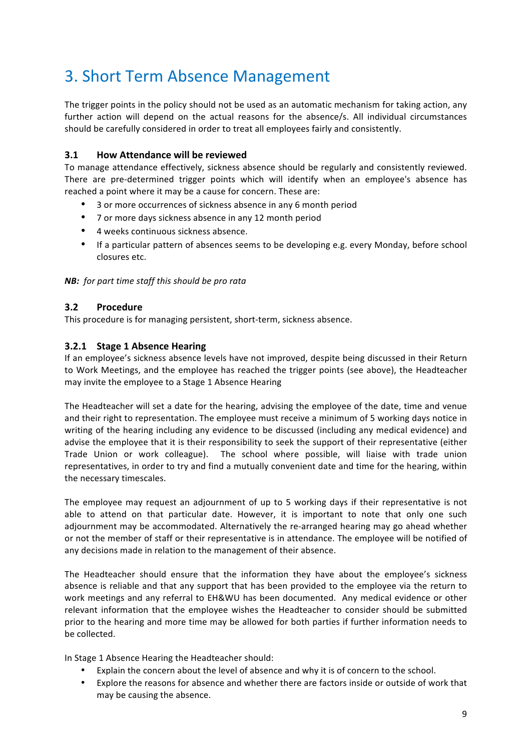# 3. Short Term Absence Management

The trigger points in the policy should not be used as an automatic mechanism for taking action, any further action will depend on the actual reasons for the absence/s. All individual circumstances should be carefully considered in order to treat all employees fairly and consistently.

### 3.1 How Attendance will be reviewed

To manage attendance effectively, sickness absence should be regularly and consistently reviewed. There are pre-determined trigger points which will identify when an employee's absence has reached a point where it may be a cause for concern. These are:

- 3 or more occurrences of sickness absence in any 6 month period
- 7 or more days sickness absence in any 12 month period
- 4 weeks continuous sickness absence.
- If a particular pattern of absences seems to be developing e.g. every Monday, before school closures etc.

***NB:*** *for part time staff this should be pro rata*

### 3.2 Procedure

This procedure is for managing persistent, short-term, sickness absence.

### 3.2.1 Stage 1 Absence Hearing

If an employee's sickness absence levels have not improved, despite being discussed in their Return to Work Meetings, and the employee has reached the trigger points (see above), the Headteacher may invite the employee to a Stage 1 Absence Hearing

The Headteacher will set a date for the hearing, advising the employee of the date, time and venue and their right to representation. The employee must receive a minimum of 5 working days notice in writing of the hearing including any evidence to be discussed (including any medical evidence) and advise the employee that it is their responsibility to seek the support of their representative (either Trade Union or work colleague). The school where possible, will liaise with trade union representatives, in order to try and find a mutually convenient date and time for the hearing, within the necessary timescales.

The employee may request an adjournment of up to 5 working days if their representative is not able to attend on that particular date. However, it is important to note that only one such adjournment may be accommodated. Alternatively the re-arranged hearing may go ahead whether or not the member of staff or their representative is in attendance. The employee will be notified of any decisions made in relation to the management of their absence.

The Headteacher should ensure that the information they have about the employee's sickness absence is reliable and that any support that has been provided to the employee via the return to work meetings and any referral to EH&WU has been documented. Any medical evidence or other relevant information that the employee wishes the Headteacher to consider should be submitted prior to the hearing and more time may be allowed for both parties if further information needs to be collected.

In Stage 1 Absence Hearing the Headteacher should:

- Explain the concern about the level of absence and why it is of concern to the school.
- Explore the reasons for absence and whether there are factors inside or outside of work that may be causing the absence.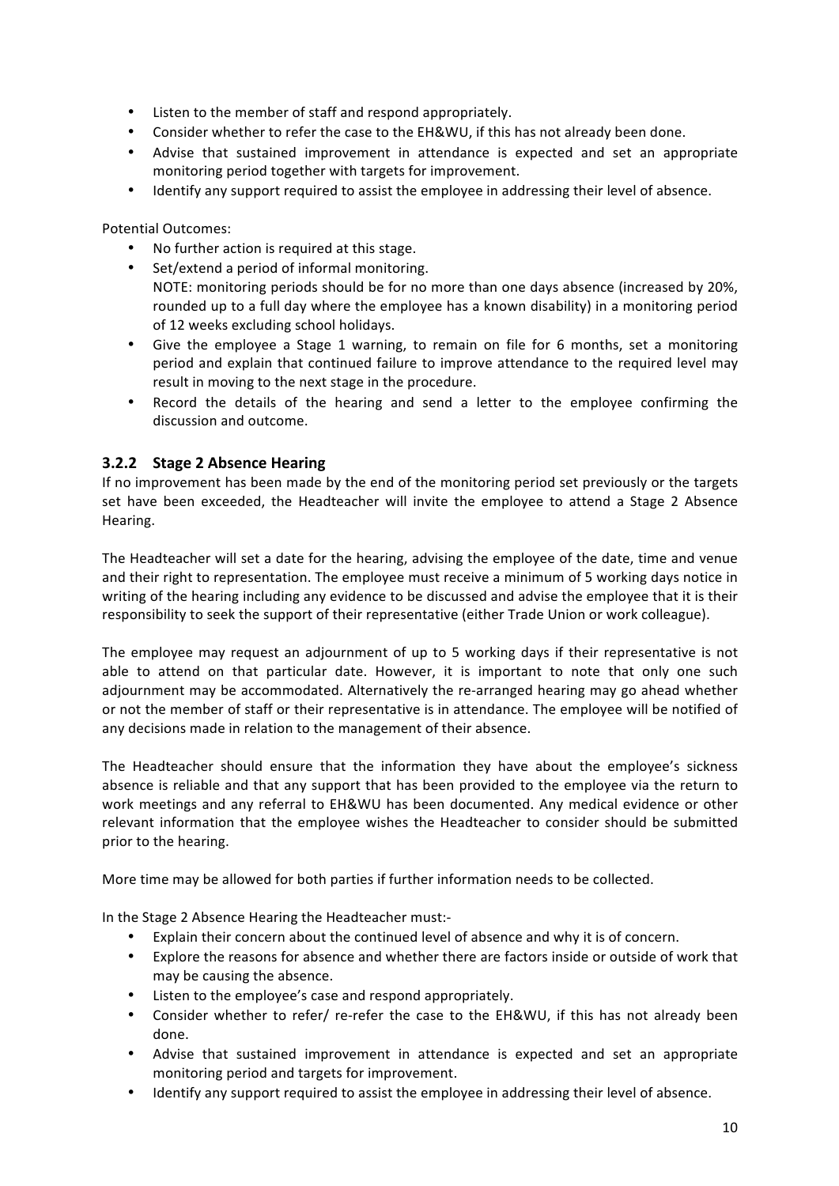- Listen to the member of staff and respond appropriately.
- Consider whether to refer the case to the EH&WU, if this has not already been done.
- Advise that sustained improvement in attendance is expected and set an appropriate monitoring period together with targets for improvement.
- Identify any support required to assist the employee in addressing their level of absence.

Potential Outcomes:

- No further action is required at this stage.
- Set/extend a period of informal monitoring.
  NOTE: monitoring periods should be for no more than one days absence (increased by 20%, rounded up to a full day where the employee has a known disability) in a monitoring period of 12 weeks excluding school holidays.
- Give the employee a Stage 1 warning, to remain on file for 6 months, set a monitoring period and explain that continued failure to improve attendance to the required level may result in moving to the next stage in the procedure.
- Record the details of the hearing and send a letter to the employee confirming the discussion and outcome.

### 3.2.2 Stage 2 Absence Hearing

If no improvement has been made by the end of the monitoring period set previously or the targets set have been exceeded, the Headteacher will invite the employee to attend a Stage 2 Absence Hearing.

The Headteacher will set a date for the hearing, advising the employee of the date, time and venue and their right to representation. The employee must receive a minimum of 5 working days notice in writing of the hearing including any evidence to be discussed and advise the employee that it is their responsibility to seek the support of their representative (either Trade Union or work colleague).

The employee may request an adjournment of up to 5 working days if their representative is not able to attend on that particular date. However, it is important to note that only one such adjournment may be accommodated. Alternatively the re-arranged hearing may go ahead whether or not the member of staff or their representative is in attendance. The employee will be notified of any decisions made in relation to the management of their absence.

The Headteacher should ensure that the information they have about the employee's sickness absence is reliable and that any support that has been provided to the employee via the return to work meetings and any referral to EH&WU has been documented. Any medical evidence or other relevant information that the employee wishes the Headteacher to consider should be submitted prior to the hearing.

More time may be allowed for both parties if further information needs to be collected.

In the Stage 2 Absence Hearing the Headteacher must:-

- Explain their concern about the continued level of absence and why it is of concern.
- Explore the reasons for absence and whether there are factors inside or outside of work that may be causing the absence.
- Listen to the employee's case and respond appropriately.
- Consider whether to refer/ re-refer the case to the EH&WU, if this has not already been done.
- Advise that sustained improvement in attendance is expected and set an appropriate monitoring period and targets for improvement.
- Identify any support required to assist the employee in addressing their level of absence.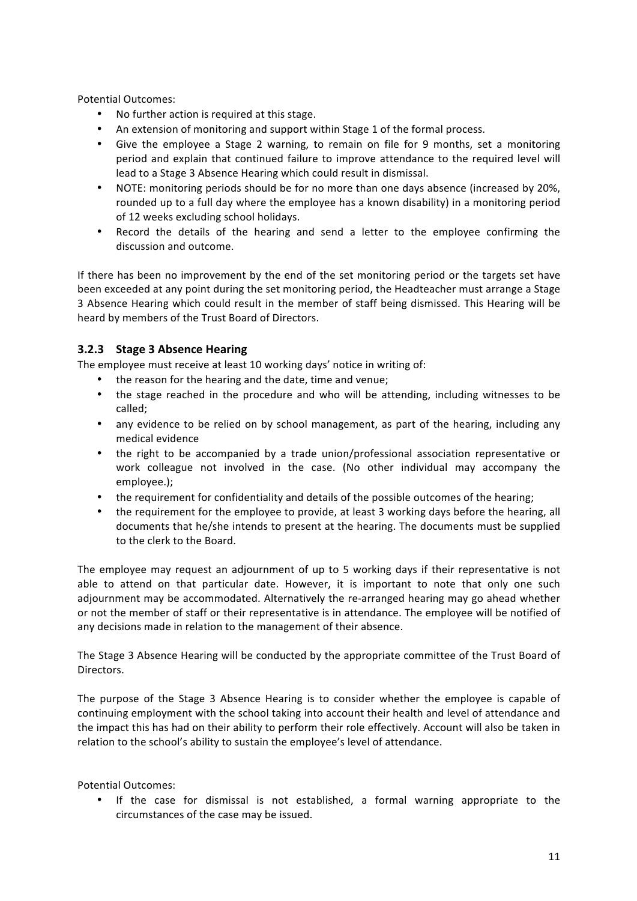Potential Outcomes:

- No further action is required at this stage.
- An extension of monitoring and support within Stage 1 of the formal process.
- Give the employee a Stage 2 warning, to remain on file for 9 months, set a monitoring period and explain that continued failure to improve attendance to the required level will lead to a Stage 3 Absence Hearing which could result in dismissal.
- NOTE: monitoring periods should be for no more than one days absence (increased by 20%, rounded up to a full day where the employee has a known disability) in a monitoring period of 12 weeks excluding school holidays.
- Record the details of the hearing and send a letter to the employee confirming the discussion and outcome.

If there has been no improvement by the end of the set monitoring period or the targets set have been exceeded at any point during the set monitoring period, the Headteacher must arrange a Stage 3 Absence Hearing which could result in the member of staff being dismissed. This Hearing will be heard by members of the Trust Board of Directors.

### 3.2.3 Stage 3 Absence Hearing

The employee must receive at least 10 working days' notice in writing of:

- the reason for the hearing and the date, time and venue;
- the stage reached in the procedure and who will be attending, including witnesses to be called;
- any evidence to be relied on by school management, as part of the hearing, including any medical evidence
- the right to be accompanied by a trade union/professional association representative or work colleague not involved in the case. (No other individual may accompany the employee.);
- the requirement for confidentiality and details of the possible outcomes of the hearing;
- the requirement for the employee to provide, at least 3 working days before the hearing, all documents that he/she intends to present at the hearing. The documents must be supplied to the clerk to the Board.

The employee may request an adjournment of up to 5 working days if their representative is not able to attend on that particular date. However, it is important to note that only one such adjournment may be accommodated. Alternatively the re-arranged hearing may go ahead whether or not the member of staff or their representative is in attendance. The employee will be notified of any decisions made in relation to the management of their absence.

The Stage 3 Absence Hearing will be conducted by the appropriate committee of the Trust Board of Directors.

The purpose of the Stage 3 Absence Hearing is to consider whether the employee is capable of continuing employment with the school taking into account their health and level of attendance and the impact this has had on their ability to perform their role effectively. Account will also be taken in relation to the school's ability to sustain the employee's level of attendance.

Potential Outcomes:

- If the case for dismissal is not established, a formal warning appropriate to the circumstances of the case may be issued.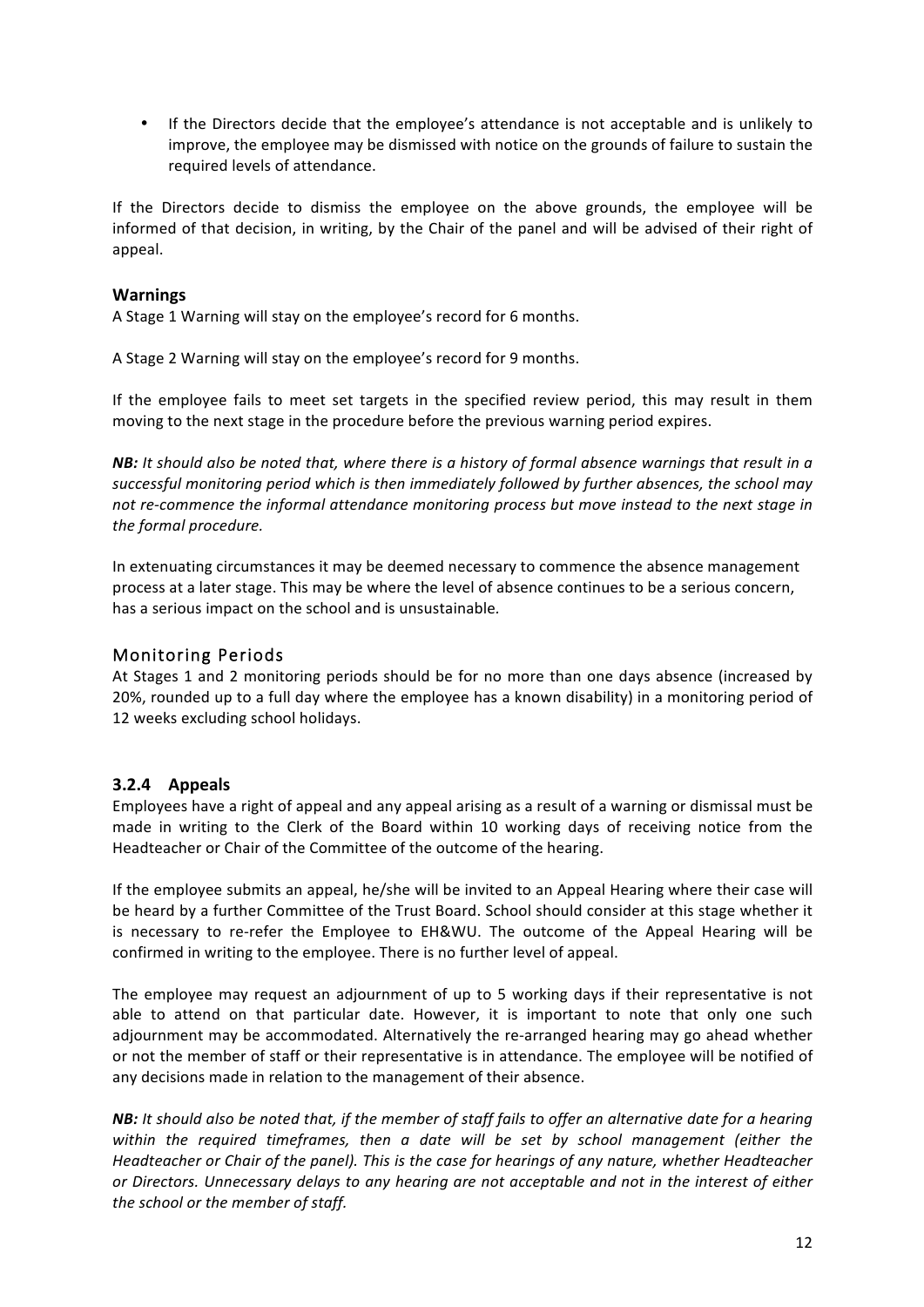- If the Directors decide that the employee's attendance is not acceptable and is unlikely to improve, the employee may be dismissed with notice on the grounds of failure to sustain the required levels of attendance.

If the Directors decide to dismiss the employee on the above grounds, the employee will be informed of that decision, in writing, by the Chair of the panel and will be advised of their right of appeal.

### Warnings

A Stage 1 Warning will stay on the employee's record for 6 months.

A Stage 2 Warning will stay on the employee's record for 9 months.

If the employee fails to meet set targets in the specified review period, this may result in them moving to the next stage in the procedure before the previous warning period expires.

***NB:*** *It should also be noted that, where there is a history of formal absence warnings that result in a successful monitoring period which is then immediately followed by further absences, the school may not re-commence the informal attendance monitoring process but move instead to the next stage in the formal procedure.*

In extenuating circumstances it may be deemed necessary to commence the absence management process at a later stage. This may be where the level of absence continues to be a serious concern, has a serious impact on the school and is unsustainable.

### Monitoring Periods

At Stages 1 and 2 monitoring periods should be for no more than one days absence (increased by 20%, rounded up to a full day where the employee has a known disability) in a monitoring period of 12 weeks excluding school holidays.

### 3.2.4 Appeals

Employees have a right of appeal and any appeal arising as a result of a warning or dismissal must be made in writing to the Clerk of the Board within 10 working days of receiving notice from the Headteacher or Chair of the Committee of the outcome of the hearing.

If the employee submits an appeal, he/she will be invited to an Appeal Hearing where their case will be heard by a further Committee of the Trust Board. School should consider at this stage whether it is necessary to re-refer the Employee to EH&WU. The outcome of the Appeal Hearing will be confirmed in writing to the employee. There is no further level of appeal.

The employee may request an adjournment of up to 5 working days if their representative is not able to attend on that particular date. However, it is important to note that only one such adjournment may be accommodated. Alternatively the re-arranged hearing may go ahead whether or not the member of staff or their representative is in attendance. The employee will be notified of any decisions made in relation to the management of their absence.

***NB:*** *It should also be noted that, if the member of staff fails to offer an alternative date for a hearing within the required timeframes, then a date will be set by school management (either the Headteacher or Chair of the panel). This is the case for hearings of any nature, whether Headteacher or Directors. Unnecessary delays to any hearing are not acceptable and not in the interest of either the school or the member of staff.*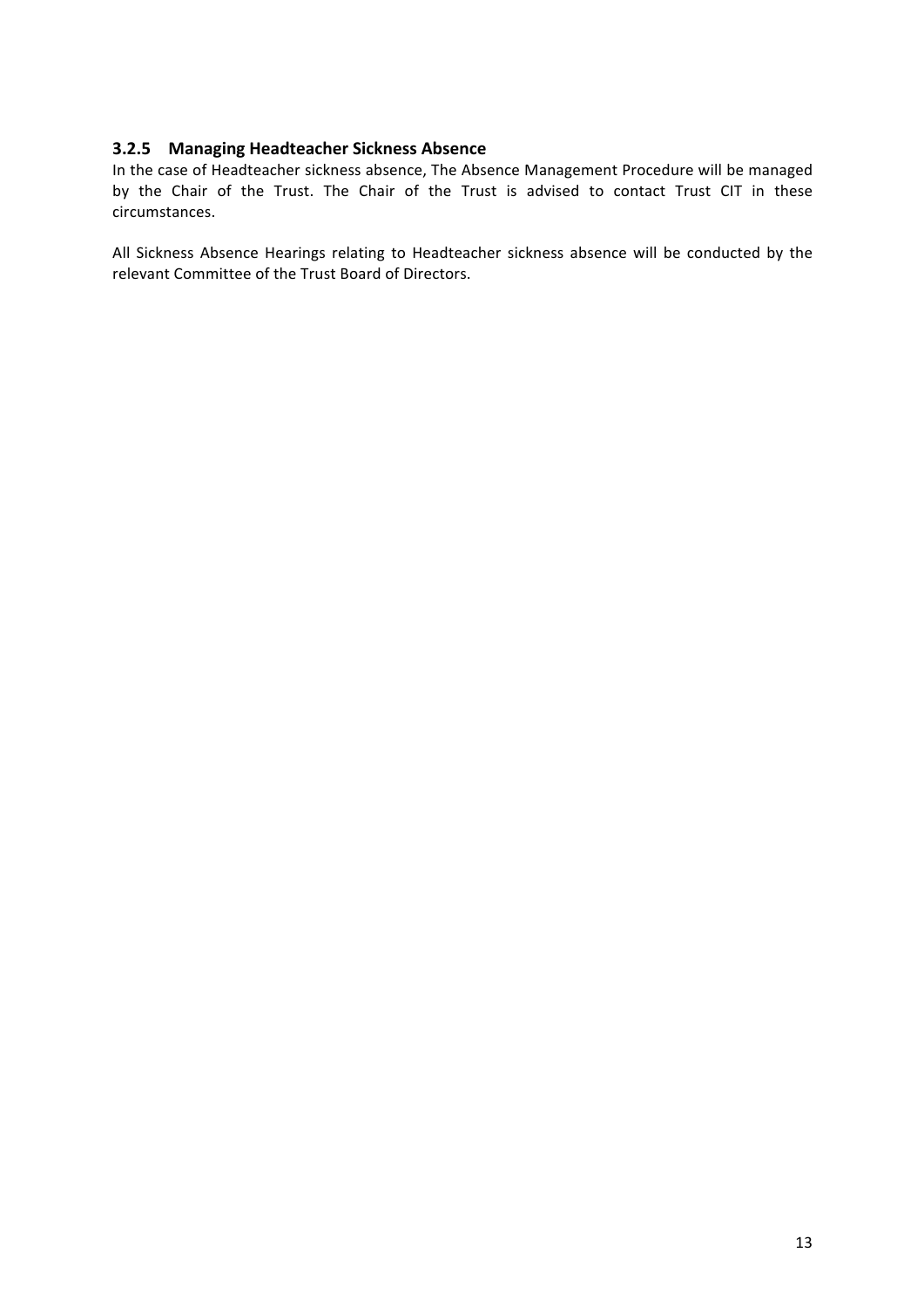### 3.2.5 Managing Headteacher Sickness Absence

In the case of Headteacher sickness absence, The Absence Management Procedure will be managed by the Chair of the Trust. The Chair of the Trust is advised to contact Trust CIT in these circumstances.

All Sickness Absence Hearings relating to Headteacher sickness absence will be conducted by the relevant Committee of the Trust Board of Directors.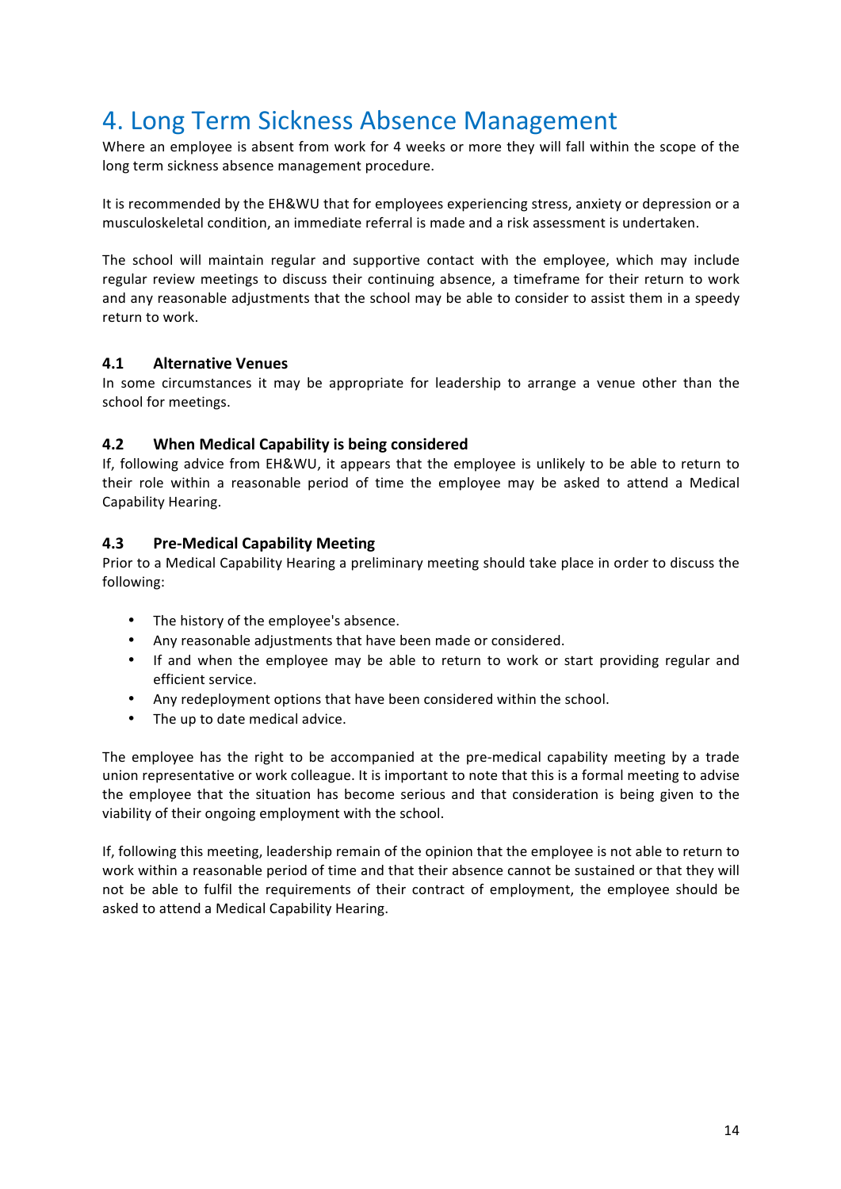# 4. Long Term Sickness Absence Management

Where an employee is absent from work for 4 weeks or more they will fall within the scope of the long term sickness absence management procedure.

It is recommended by the EH&WU that for employees experiencing stress, anxiety or depression or a musculoskeletal condition, an immediate referral is made and a risk assessment is undertaken.

The school will maintain regular and supportive contact with the employee, which may include regular review meetings to discuss their continuing absence, a timeframe for their return to work and any reasonable adjustments that the school may be able to consider to assist them in a speedy return to work.

### 4.1 Alternative Venues

In some circumstances it may be appropriate for leadership to arrange a venue other than the school for meetings.

### 4.2 When Medical Capability is being considered

If, following advice from EH&WU, it appears that the employee is unlikely to be able to return to their role within a reasonable period of time the employee may be asked to attend a Medical Capability Hearing.

### 4.3 Pre-Medical Capability Meeting

Prior to a Medical Capability Hearing a preliminary meeting should take place in order to discuss the following:

- The history of the employee's absence.
- Any reasonable adjustments that have been made or considered.
- If and when the employee may be able to return to work or start providing regular and efficient service.
- Any redeployment options that have been considered within the school.
- The up to date medical advice.

The employee has the right to be accompanied at the pre-medical capability meeting by a trade union representative or work colleague. It is important to note that this is a formal meeting to advise the employee that the situation has become serious and that consideration is being given to the viability of their ongoing employment with the school.

If, following this meeting, leadership remain of the opinion that the employee is not able to return to work within a reasonable period of time and that their absence cannot be sustained or that they will not be able to fulfil the requirements of their contract of employment, the employee should be asked to attend a Medical Capability Hearing.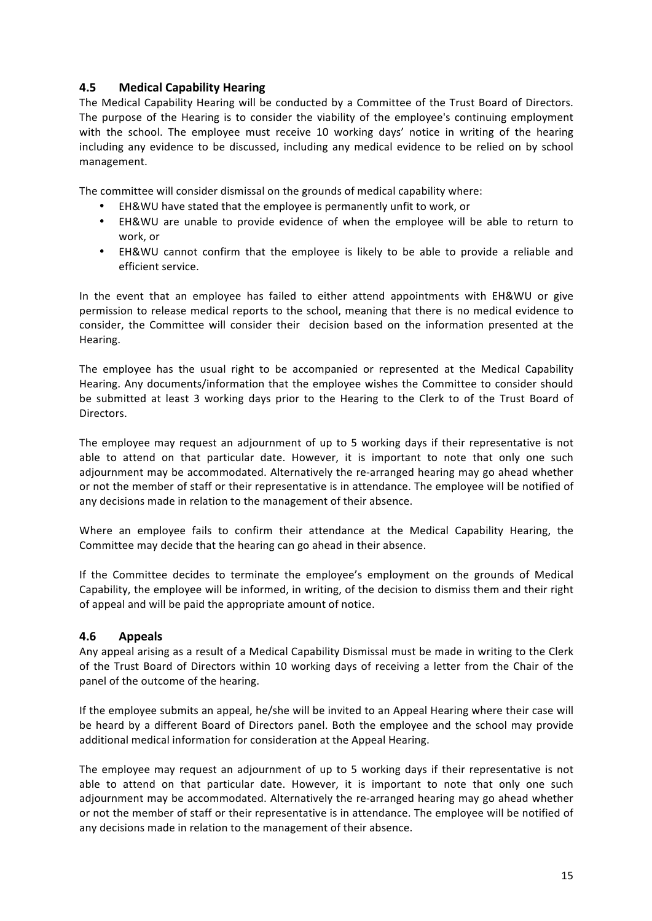### 4.5 Medical Capability Hearing

The Medical Capability Hearing will be conducted by a Committee of the Trust Board of Directors. The purpose of the Hearing is to consider the viability of the employee's continuing employment with the school. The employee must receive 10 working days' notice in writing of the hearing including any evidence to be discussed, including any medical evidence to be relied on by school management.

The committee will consider dismissal on the grounds of medical capability where:

- EH&WU have stated that the employee is permanently unfit to work, or
- EH&WU are unable to provide evidence of when the employee will be able to return to work, or
- EH&WU cannot confirm that the employee is likely to be able to provide a reliable and efficient service.

In the event that an employee has failed to either attend appointments with EH&WU or give permission to release medical reports to the school, meaning that there is no medical evidence to consider, the Committee will consider their decision based on the information presented at the Hearing.

The employee has the usual right to be accompanied or represented at the Medical Capability Hearing. Any documents/information that the employee wishes the Committee to consider should be submitted at least 3 working days prior to the Hearing to the Clerk to of the Trust Board of Directors.

The employee may request an adjournment of up to 5 working days if their representative is not able to attend on that particular date. However, it is important to note that only one such adjournment may be accommodated. Alternatively the re-arranged hearing may go ahead whether or not the member of staff or their representative is in attendance. The employee will be notified of any decisions made in relation to the management of their absence.

Where an employee fails to confirm their attendance at the Medical Capability Hearing, the Committee may decide that the hearing can go ahead in their absence.

If the Committee decides to terminate the employee's employment on the grounds of Medical Capability, the employee will be informed, in writing, of the decision to dismiss them and their right of appeal and will be paid the appropriate amount of notice.

### 4.6 Appeals

Any appeal arising as a result of a Medical Capability Dismissal must be made in writing to the Clerk of the Trust Board of Directors within 10 working days of receiving a letter from the Chair of the panel of the outcome of the hearing.

If the employee submits an appeal, he/she will be invited to an Appeal Hearing where their case will be heard by a different Board of Directors panel. Both the employee and the school may provide additional medical information for consideration at the Appeal Hearing.

The employee may request an adjournment of up to 5 working days if their representative is not able to attend on that particular date. However, it is important to note that only one such adjournment may be accommodated. Alternatively the re-arranged hearing may go ahead whether or not the member of staff or their representative is in attendance. The employee will be notified of any decisions made in relation to the management of their absence.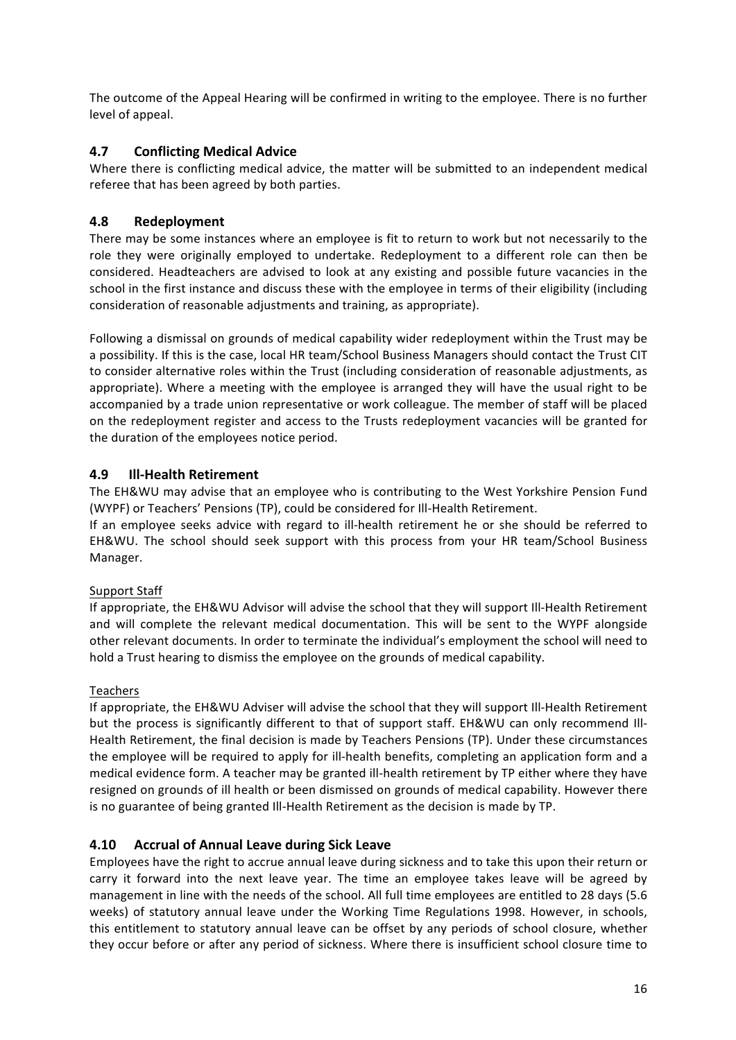The outcome of the Appeal Hearing will be confirmed in writing to the employee. There is no further level of appeal.

### 4.7 Conflicting Medical Advice

Where there is conflicting medical advice, the matter will be submitted to an independent medical referee that has been agreed by both parties.

### 4.8 Redeployment

There may be some instances where an employee is fit to return to work but not necessarily to the role they were originally employed to undertake. Redeployment to a different role can then be considered. Headteachers are advised to look at any existing and possible future vacancies in the school in the first instance and discuss these with the employee in terms of their eligibility (including consideration of reasonable adjustments and training, as appropriate).

Following a dismissal on grounds of medical capability wider redeployment within the Trust may be a possibility. If this is the case, local HR team/School Business Managers should contact the Trust CIT to consider alternative roles within the Trust (including consideration of reasonable adjustments, as appropriate). Where a meeting with the employee is arranged they will have the usual right to be accompanied by a trade union representative or work colleague. The member of staff will be placed on the redeployment register and access to the Trusts redeployment vacancies will be granted for the duration of the employees notice period.

### 4.9 Ill-Health Retirement

The EH&WU may advise that an employee who is contributing to the West Yorkshire Pension Fund (WYPF) or Teachers' Pensions (TP), could be considered for Ill-Health Retirement.

If an employee seeks advice with regard to ill-health retirement he or she should be referred to EH&WU. The school should seek support with this process from your HR team/School Business Manager.

Support Staff

If appropriate, the EH&WU Advisor will advise the school that they will support Ill-Health Retirement and will complete the relevant medical documentation. This will be sent to the WYPF alongside other relevant documents. In order to terminate the individual's employment the school will need to hold a Trust hearing to dismiss the employee on the grounds of medical capability.

Teachers

If appropriate, the EH&WU Adviser will advise the school that they will support Ill-Health Retirement but the process is significantly different to that of support staff. EH&WU can only recommend Ill-Health Retirement, the final decision is made by Teachers Pensions (TP). Under these circumstances the employee will be required to apply for ill-health benefits, completing an application form and a medical evidence form. A teacher may be granted ill-health retirement by TP either where they have resigned on grounds of ill health or been dismissed on grounds of medical capability. However there is no guarantee of being granted Ill-Health Retirement as the decision is made by TP.

### 4.10 Accrual of Annual Leave during Sick Leave

Employees have the right to accrue annual leave during sickness and to take this upon their return or carry it forward into the next leave year. The time an employee takes leave will be agreed by management in line with the needs of the school. All full time employees are entitled to 28 days (5.6 weeks) of statutory annual leave under the Working Time Regulations 1998. However, in schools, this entitlement to statutory annual leave can be offset by any periods of school closure, whether they occur before or after any period of sickness. Where there is insufficient school closure time to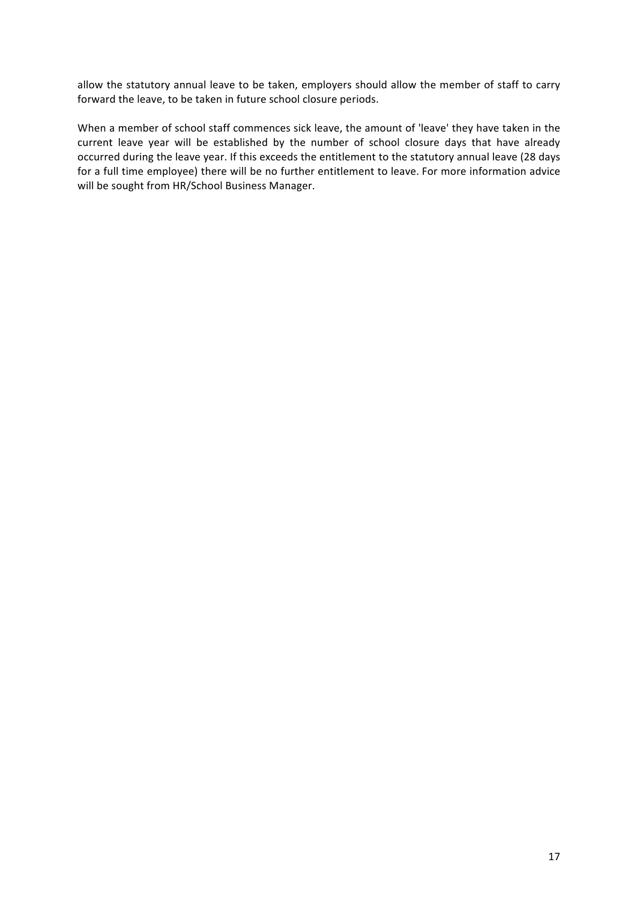allow the statutory annual leave to be taken, employers should allow the member of staff to carry forward the leave, to be taken in future school closure periods.

When a member of school staff commences sick leave, the amount of 'leave' they have taken in the current leave year will be established by the number of school closure days that have already occurred during the leave year. If this exceeds the entitlement to the statutory annual leave (28 days for a full time employee) there will be no further entitlement to leave. For more information advice will be sought from HR/School Business Manager.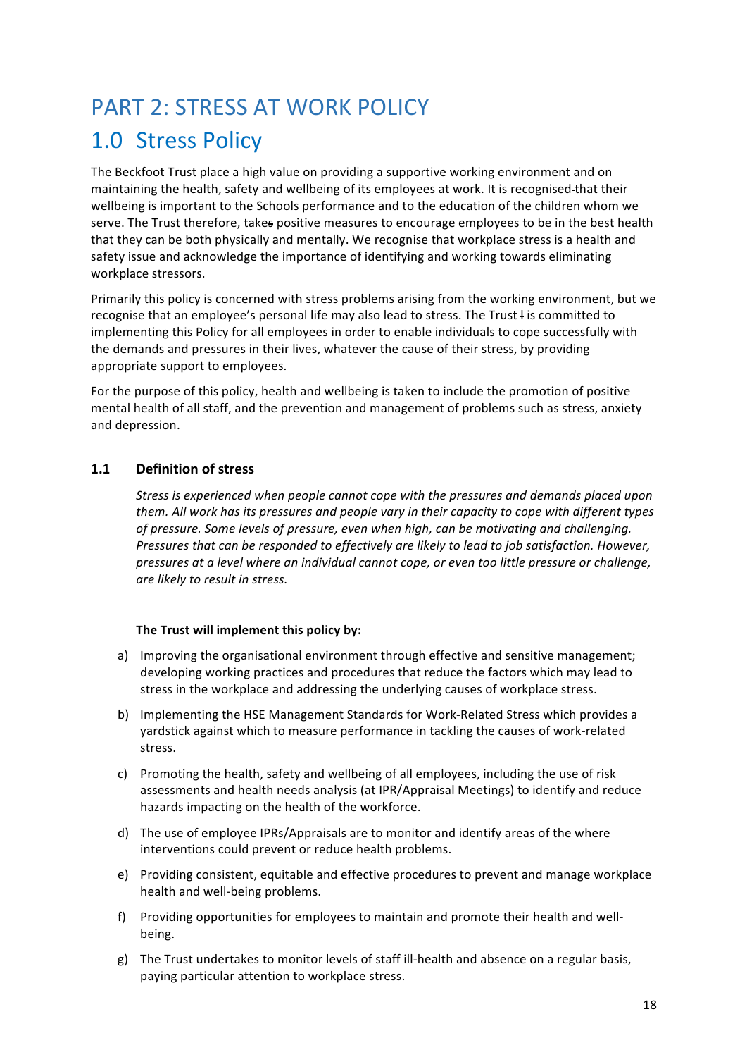# PART 2: STRESS AT WORK POLICY

# 1.0 Stress Policy

The Beckfoot Trust place a high value on providing a supportive working environment and on maintaining the health, safety and wellbeing of its employees at work. It is recognised that their wellbeing is important to the Schools performance and to the education of the children whom we serve. The Trust therefore, takes positive measures to encourage employees to be in the best health that they can be both physically and mentally. We recognise that workplace stress is a health and safety issue and acknowledge the importance of identifying and working towards eliminating workplace stressors.

Primarily this policy is concerned with stress problems arising from the working environment, but we recognise that an employee's personal life may also lead to stress. The Trust is committed to implementing this Policy for all employees in order to enable individuals to cope successfully with the demands and pressures in their lives, whatever the cause of their stress, by providing appropriate support to employees.

For the purpose of this policy, health and wellbeing is taken to include the promotion of positive mental health of all staff, and the prevention and management of problems such as stress, anxiety and depression.

### 1.1 Definition of stress

*Stress is experienced when people cannot cope with the pressures and demands placed upon them. All work has its pressures and people vary in their capacity to cope with different types of pressure. Some levels of pressure, even when high, can be motivating and challenging. Pressures that can be responded to effectively are likely to lead to job satisfaction. However, pressures at a level where an individual cannot cope, or even too little pressure or challenge, are likely to result in stress.*

**The Trust will implement this policy by:**

a) Improving the organisational environment through effective and sensitive management; developing working practices and procedures that reduce the factors which may lead to stress in the workplace and addressing the underlying causes of workplace stress.

b) Implementing the HSE Management Standards for Work-Related Stress which provides a yardstick against which to measure performance in tackling the causes of work-related stress.

c) Promoting the health, safety and wellbeing of all employees, including the use of risk assessments and health needs analysis (at IPR/Appraisal Meetings) to identify and reduce hazards impacting on the health of the workforce.

d) The use of employee IPRs/Appraisals are to monitor and identify areas of the where interventions could prevent or reduce health problems.

e) Providing consistent, equitable and effective procedures to prevent and manage workplace health and well-being problems.

f) Providing opportunities for employees to maintain and promote their health and well-being.

g) The Trust undertakes to monitor levels of staff ill-health and absence on a regular basis, paying particular attention to workplace stress.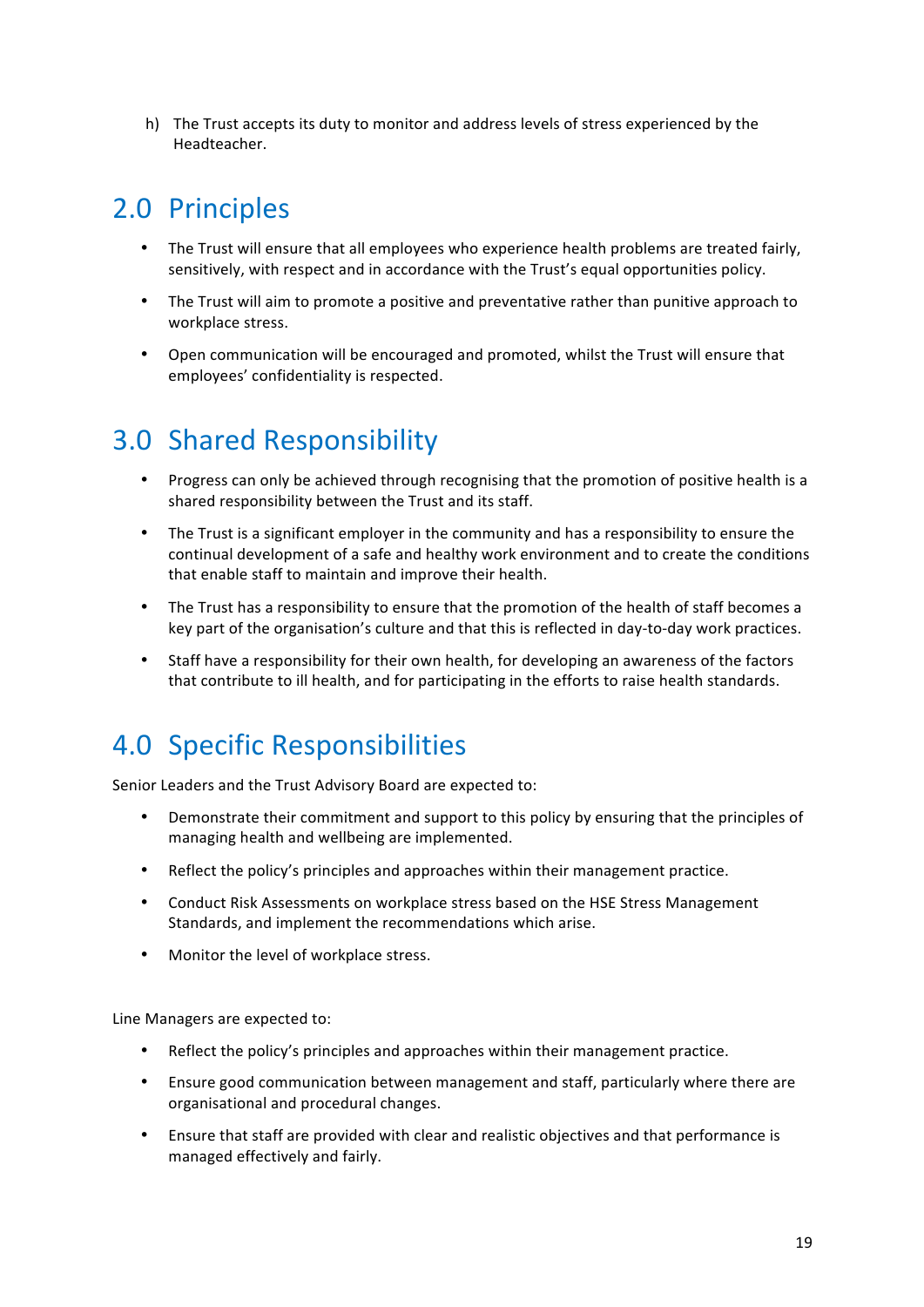h) The Trust accepts its duty to monitor and address levels of stress experienced by the Headteacher.

## 2.0 Principles

- The Trust will ensure that all employees who experience health problems are treated fairly, sensitively, with respect and in accordance with the Trust's equal opportunities policy.
- The Trust will aim to promote a positive and preventative rather than punitive approach to workplace stress.
- Open communication will be encouraged and promoted, whilst the Trust will ensure that employees' confidentiality is respected.

## 3.0 Shared Responsibility

- Progress can only be achieved through recognising that the promotion of positive health is a shared responsibility between the Trust and its staff.
- The Trust is a significant employer in the community and has a responsibility to ensure the continual development of a safe and healthy work environment and to create the conditions that enable staff to maintain and improve their health.
- The Trust has a responsibility to ensure that the promotion of the health of staff becomes a key part of the organisation's culture and that this is reflected in day-to-day work practices.
- Staff have a responsibility for their own health, for developing an awareness of the factors that contribute to ill health, and for participating in the efforts to raise health standards.

## 4.0 Specific Responsibilities

Senior Leaders and the Trust Advisory Board are expected to:

- Demonstrate their commitment and support to this policy by ensuring that the principles of managing health and wellbeing are implemented.
- Reflect the policy's principles and approaches within their management practice.
- Conduct Risk Assessments on workplace stress based on the HSE Stress Management Standards, and implement the recommendations which arise.
- Monitor the level of workplace stress.

Line Managers are expected to:

- Reflect the policy's principles and approaches within their management practice.
- Ensure good communication between management and staff, particularly where there are organisational and procedural changes.
- Ensure that staff are provided with clear and realistic objectives and that performance is managed effectively and fairly.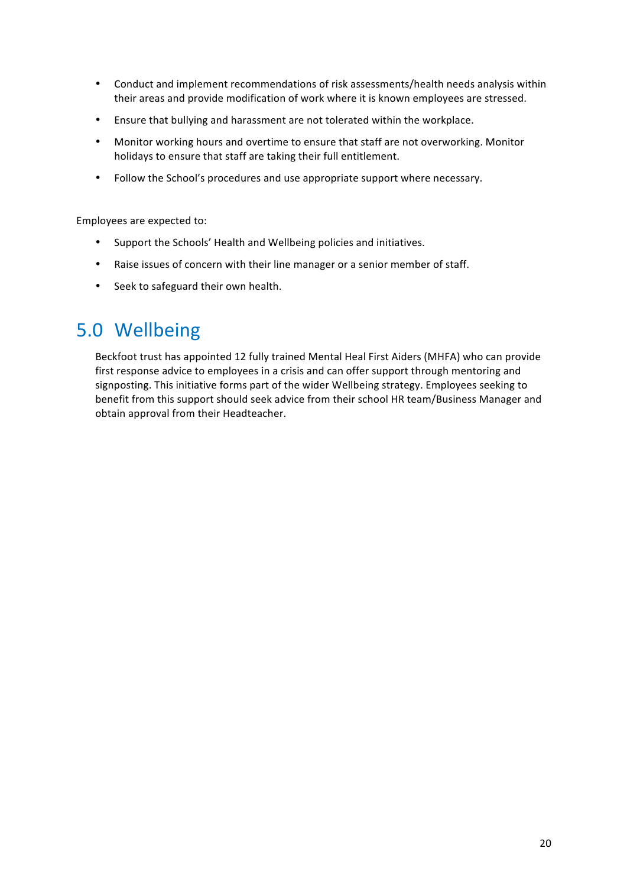- Conduct and implement recommendations of risk assessments/health needs analysis within their areas and provide modification of work where it is known employees are stressed.
- Ensure that bullying and harassment are not tolerated within the workplace.
- Monitor working hours and overtime to ensure that staff are not overworking. Monitor holidays to ensure that staff are taking their full entitlement.
- Follow the School's procedures and use appropriate support where necessary.

Employees are expected to:

- Support the Schools' Health and Wellbeing policies and initiatives.
- Raise issues of concern with their line manager or a senior member of staff.
- Seek to safeguard their own health.

## 5.0 Wellbeing

Beckfoot trust has appointed 12 fully trained Mental Heal First Aiders (MHFA) who can provide first response advice to employees in a crisis and can offer support through mentoring and signposting. This initiative forms part of the wider Wellbeing strategy. Employees seeking to benefit from this support should seek advice from their school HR team/Business Manager and obtain approval from their Headteacher.